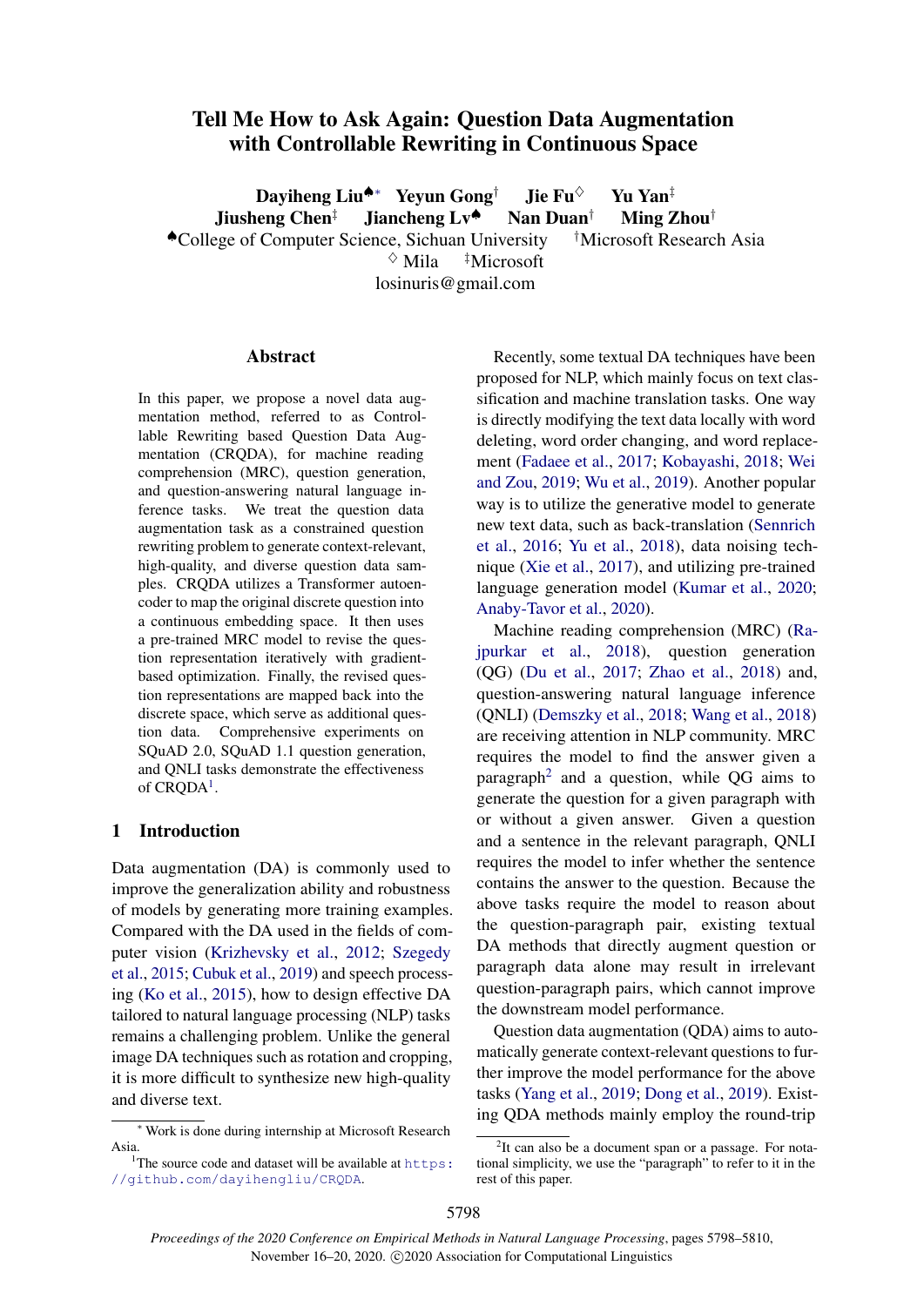# Tell Me How to Ask Again: Question Data Augmentation with Controllable Rewriting in Continuous Space

**Dayiheng Liu**[♠*] **Yeyun Gong**[†] **Jie Fu**[♢] **Yu Yan**[‡]
**Jiusheng Chen**[‡] **Jiancheng Lv**[♠] **Nan Duan**[†] **Ming Zhou**[†]

[♠]College of Computer Science, Sichuan University [†]Microsoft Research Asia
[♢] Mila [‡]Microsoft
losinuris@gmail.com

## Abstract

In this paper, we propose a novel data augmentation method, referred to as Controllable Rewriting based Question Data Augmentation (CRQDA), for machine reading comprehension (MRC), question generation, and question-answering natural language inference tasks. We treat the question data augmentation task as a constrained question rewriting problem to generate context-relevant, high-quality, and diverse question data samples. CRQDA utilizes a Transformer autoencoder to map the original discrete question into a continuous embedding space. It then uses a pre-trained MRC model to revise the question representation iteratively with gradient-based optimization. Finally, the revised question representations are mapped back into the discrete space, which serve as additional question data. Comprehensive experiments on SQuAD 2.0, SQuAD 1.1 question generation, and QNLI tasks demonstrate the effectiveness of CRQDA[1].

## 1 Introduction

Data augmentation (DA) is commonly used to improve the generalization ability and robustness of models by generating more training examples. Compared with the DA used in the fields of computer vision (Krizhevsky et al., 2012; Szegedy et al., 2015; Cubuk et al., 2019) and speech processing (Ko et al., 2015), how to design effective DA tailored to natural language processing (NLP) tasks remains a challenging problem. Unlike the general image DA techniques such as rotation and cropping, it is more difficult to synthesize new high-quality and diverse text.

Recently, some textual DA techniques have been proposed for NLP, which mainly focus on text classification and machine translation tasks. One way is directly modifying the text data locally with word deleting, word order changing, and word replacement (Fadaee et al., 2017; Kobayashi, 2018; Wei and Zou, 2019; Wu et al., 2019). Another popular way is to utilize the generative model to generate new text data, such as back-translation (Sennrich et al., 2016; Yu et al., 2018), data noising technique (Xie et al., 2017), and utilizing pre-trained language generation model (Kumar et al., 2020; Anaby-Tavor et al., 2020).

Machine reading comprehension (MRC) (Rajpurkar et al., 2018), question generation (QG) (Du et al., 2017; Zhao et al., 2018) and, question-answering natural language inference (QNLI) (Demszky et al., 2018; Wang et al., 2018) are receiving attention in NLP community. MRC requires the model to find the answer given a paragraph[2] and a question, while QG aims to generate the question for a given paragraph with or without a given answer. Given a question and a sentence in the relevant paragraph, QNLI requires the model to infer whether the sentence contains the answer to the question. Because the above tasks require the model to reason about the question-paragraph pair, existing textual DA methods that directly augment question or paragraph data alone may result in irrelevant question-paragraph pairs, which cannot improve the downstream model performance.

Question data augmentation (QDA) aims to automatically generate context-relevant questions to further improve the model performance for the above tasks (Yang et al., 2019; Dong et al., 2019). Existing QDA methods mainly employ the round-trip

---

[*] Work is done during internship at Microsoft Research Asia.

[1]The source code and dataset will be available at https://github.com/dayihengliu/CRQDA.

[2]It can also be a document span or a passage. For notational simplicity, we use the "paragraph" to refer to it in the rest of this paper.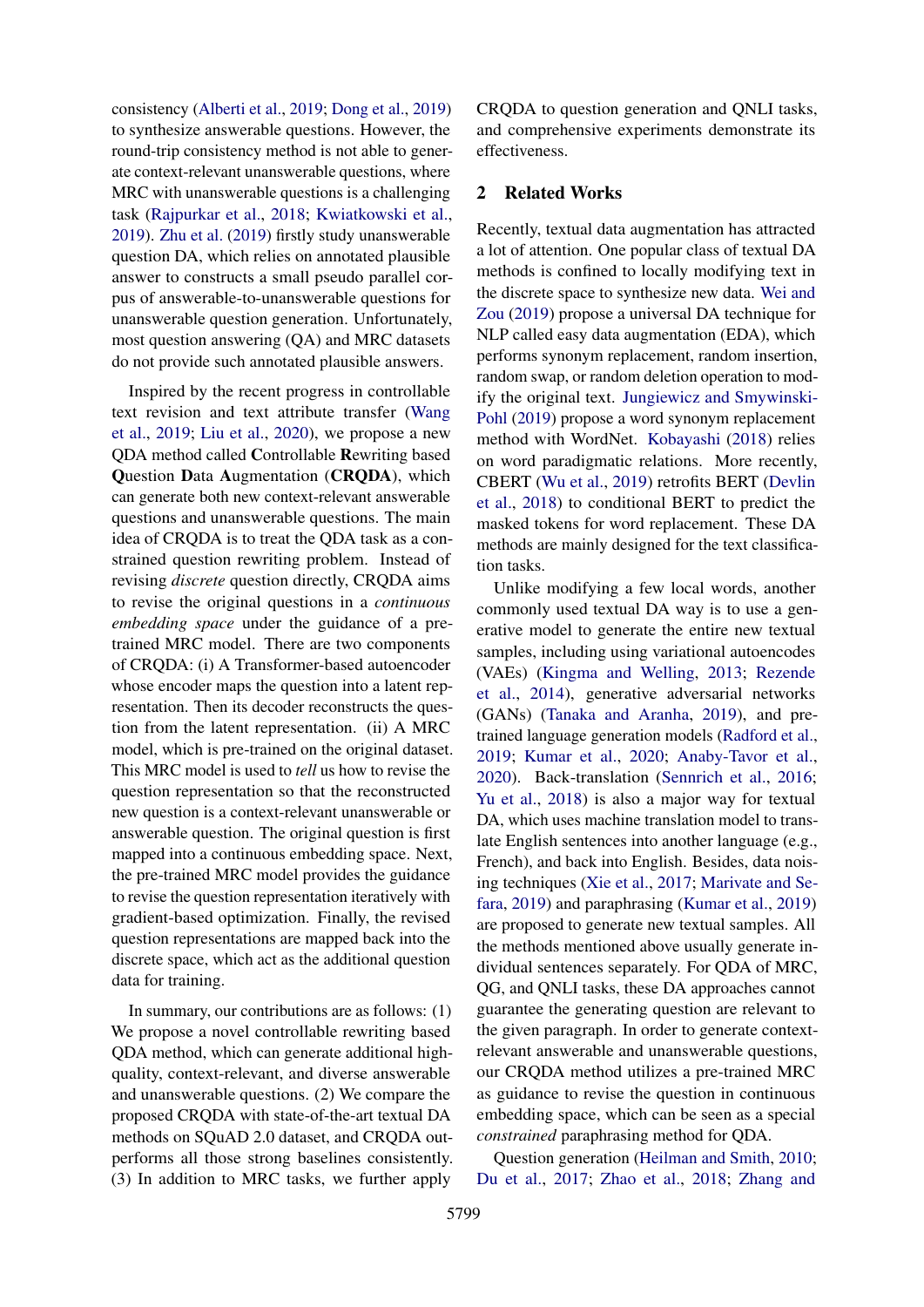consistency (Alberti et al., 2019; Dong et al., 2019) to synthesize answerable questions. However, the round-trip consistency method is not able to generate context-relevant unanswerable questions, where MRC with unanswerable questions is a challenging task (Rajpurkar et al., 2018; Kwiatkowski et al., 2019). Zhu et al. (2019) firstly study unanswerable question DA, which relies on annotated plausible answer to constructs a small pseudo parallel corpus of answerable-to-unanswerable questions for unanswerable question generation. Unfortunately, most question answering (QA) and MRC datasets do not provide such annotated plausible answers.

Inspired by the recent progress in controllable text revision and text attribute transfer (Wang et al., 2019; Liu et al., 2020), we propose a new QDA method called **C**ontrollable **R**ewriting based **Q**uestion **D**ata **A**ugmentation (**CRQDA**), which can generate both new context-relevant answerable questions and unanswerable questions. The main idea of CRQDA is to treat the QDA task as a constrained question rewriting problem. Instead of revising *discrete* question directly, CRQDA aims to revise the original questions in a *continuous embedding space* under the guidance of a pre-trained MRC model. There are two components of CRQDA: (i) A Transformer-based autoencoder whose encoder maps the question into a latent representation. Then its decoder reconstructs the question from the latent representation. (ii) A MRC model, which is pre-trained on the original dataset. This MRC model is used to *tell* us how to revise the question representation so that the reconstructed new question is a context-relevant unanswerable or answerable question. The original question is first mapped into a continuous embedding space. Next, the pre-trained MRC model provides the guidance to revise the question representation iteratively with gradient-based optimization. Finally, the revised question representations are mapped back into the discrete space, which act as the additional question data for training.

In summary, our contributions are as follows: (1) We propose a novel controllable rewriting based QDA method, which can generate additional high-quality, context-relevant, and diverse answerable and unanswerable questions. (2) We compare the proposed CRQDA with state-of-the-art textual DA methods on SQuAD 2.0 dataset, and CRQDA outperforms all those strong baselines consistently. (3) In addition to MRC tasks, we further apply CRQDA to question generation and QNLI tasks, and comprehensive experiments demonstrate its effectiveness.

## 2 Related Works

Recently, textual data augmentation has attracted a lot of attention. One popular class of textual DA methods is confined to locally modifying text in the discrete space to synthesize new data. Wei and Zou (2019) propose a universal DA technique for NLP called easy data augmentation (EDA), which performs synonym replacement, random insertion, random swap, or random deletion operation to modify the original text. Jungiewicz and Smywinski-Pohl (2019) propose a word synonym replacement method with WordNet. Kobayashi (2018) relies on word paradigmatic relations. More recently, CBERT (Wu et al., 2019) retrofits BERT (Devlin et al., 2018) to conditional BERT to predict the masked tokens for word replacement. These DA methods are mainly designed for the text classification tasks.

Unlike modifying a few local words, another commonly used textual DA way is to use a generative model to generate the entire new textual samples, including using variational autoencodes (VAEs) (Kingma and Welling, 2013; Rezende et al., 2014), generative adversarial networks (GANs) (Tanaka and Aranha, 2019), and pre-trained language generation models (Radford et al., 2019; Kumar et al., 2020; Anaby-Tavor et al., 2020). Back-translation (Sennrich et al., 2016; Yu et al., 2018) is also a major way for textual DA, which uses machine translation model to translate English sentences into another language (e.g., French), and back into English. Besides, data noising techniques (Xie et al., 2017; Marivate and Sefara, 2019) and paraphrasing (Kumar et al., 2019) are proposed to generate new textual samples. All the methods mentioned above usually generate individual sentences separately. For QDA of MRC, QG, and QNLI tasks, these DA approaches cannot guarantee the generating question are relevant to the given paragraph. In order to generate context-relevant answerable and unanswerable questions, our CRQDA method utilizes a pre-trained MRC as guidance to revise the question in continuous embedding space, which can be seen as a special *constrained* paraphrasing method for QDA.

Question generation (Heilman and Smith, 2010; Du et al., 2017; Zhao et al., 2018; Zhang and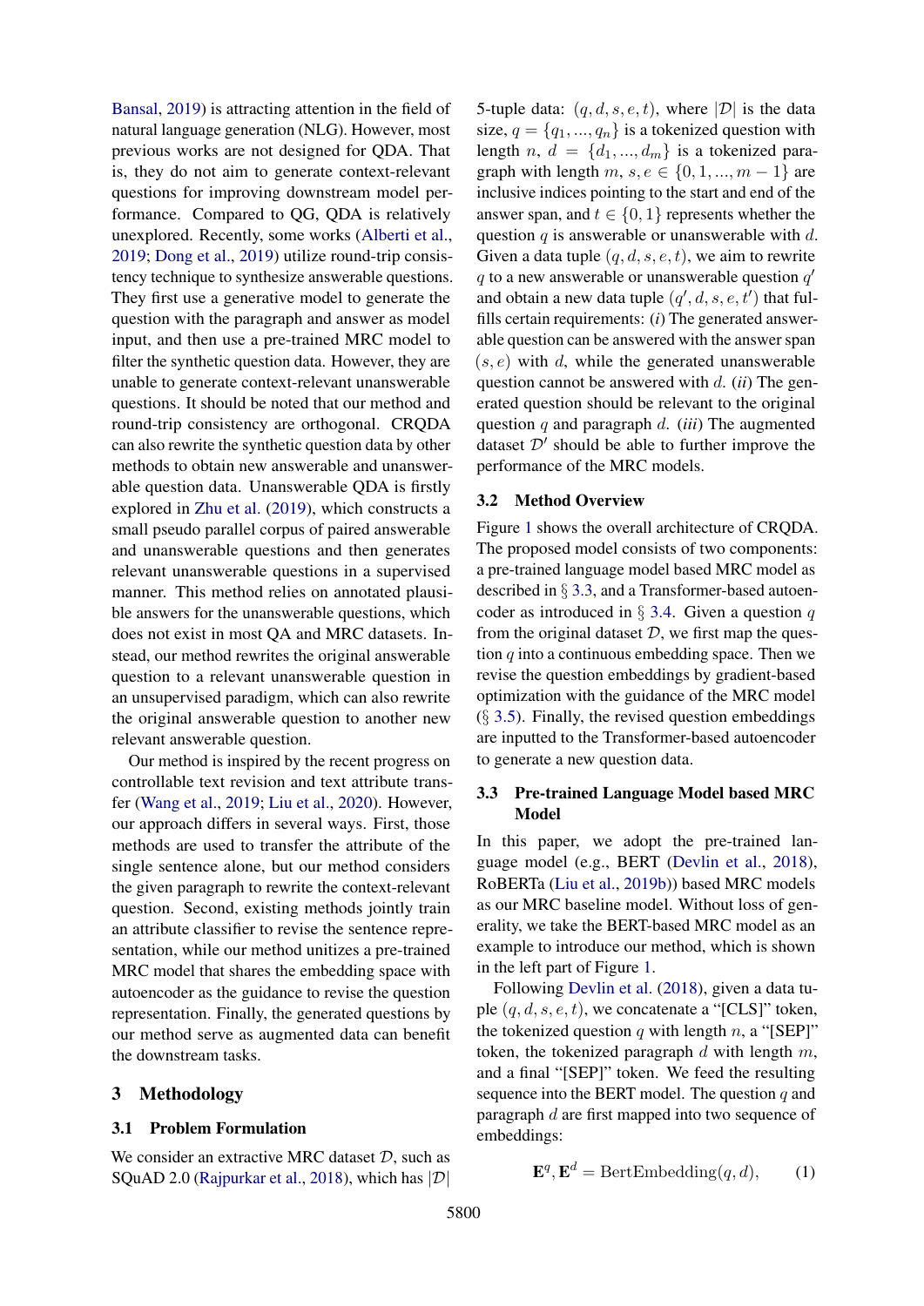Bansal, 2019) is attracting attention in the field of natural language generation (NLG). However, most previous works are not designed for QDA. That is, they do not aim to generate context-relevant questions for improving downstream model performance. Compared to QG, QDA is relatively unexplored. Recently, some works (Alberti et al., 2019; Dong et al., 2019) utilize round-trip consistency technique to synthesize answerable questions. They first use a generative model to generate the question with the paragraph and answer as model input, and then use a pre-trained MRC model to filter the synthetic question data. However, they are unable to generate context-relevant unanswerable questions. It should be noted that our method and round-trip consistency are orthogonal. CRQDA can also rewrite the synthetic question data by other methods to obtain new answerable and unanswerable question data. Unanswerable QDA is firstly explored in Zhu et al. (2019), which constructs a small pseudo parallel corpus of paired answerable and unanswerable questions and then generates relevant unanswerable questions in a supervised manner. This method relies on annotated plausible answers for the unanswerable questions, which does not exist in most QA and MRC datasets. Instead, our method rewrites the original answerable question to a relevant unanswerable question in an unsupervised paradigm, which can also rewrite the original answerable question to another new relevant answerable question.

Our method is inspired by the recent progress on controllable text revision and text attribute transfer (Wang et al., 2019; Liu et al., 2020). However, our approach differs in several ways. First, those methods are used to transfer the attribute of the single sentence alone, but our method considers the given paragraph to rewrite the context-relevant question. Second, existing methods jointly train an attribute classifier to revise the sentence representation, while our method unitizes a pre-trained MRC model that shares the embedding space with autoencoder as the guidance to revise the question representation. Finally, the generated questions by our method serve as augmented data can benefit the downstream tasks.

# 3 Methodology

## 3.1 Problem Formulation

We consider an extractive MRC dataset $\mathcal{D}$, such as SQuAD 2.0 (Rajpurkar et al., 2018), which has $|\mathcal{D}|$ 5-tuple data: $(q, d, s, e, t)$, where $|\mathcal{D}|$ is the data size, $q = \{q_1, ..., q_n\}$ is a tokenized question with length $n$, $d = \{d_1, ..., d_m\}$ is a tokenized paragraph with length $m$, $s, e \in \{0, 1, ..., m-1\}$ are inclusive indices pointing to the start and end of the answer span, and $t \in \{0, 1\}$ represents whether the question $q$ is answerable or unanswerable with $d$. Given a data tuple $(q, d, s, e, t)$, we aim to rewrite $q$ to a new answerable or unanswerable question $q'$ and obtain a new data tuple $(q', d, s, e, t')$ that fulfills certain requirements: (*i*) The generated answerable question can be answered with the answer span $(s, e)$ with $d$, while the generated unanswerable question cannot be answered with $d$. (*ii*) The generated question should be relevant to the original question $q$ and paragraph $d$. (*iii*) The augmented dataset $\mathcal{D}'$ should be able to further improve the performance of the MRC models.

## 3.2 Method Overview

Figure 1 shows the overall architecture of CRQDA. The proposed model consists of two components: a pre-trained language model based MRC model as described in § 3.3, and a Transformer-based autoencoder as introduced in § 3.4. Given a question $q$ from the original dataset $\mathcal{D}$, we first map the question $q$ into a continuous embedding space. Then we revise the question embeddings by gradient-based optimization with the guidance of the MRC model (§ 3.5). Finally, the revised question embeddings are inputted to the Transformer-based autoencoder to generate a new question data.

## 3.3 Pre-trained Language Model based MRC Model

In this paper, we adopt the pre-trained language model (e.g., BERT (Devlin et al., 2018), RoBERTa (Liu et al., 2019b)) based MRC models as our MRC baseline model. Without loss of generality, we take the BERT-based MRC model as an example to introduce our method, which is shown in the left part of Figure 1.

Following Devlin et al. (2018), given a data tuple $(q, d, s, e, t)$, we concatenate a "[CLS]" token, the tokenized question $q$ with length $n$, a "[SEP]" token, the tokenized paragraph $d$ with length $m$, and a final "[SEP]" token. We feed the resulting sequence into the BERT model. The question $q$ and paragraph $d$ are first mapped into two sequence of embeddings:

$$\mathbf{E}^q, \mathbf{E}^d = \text{BertEmbedding}(q, d), \tag{1}$$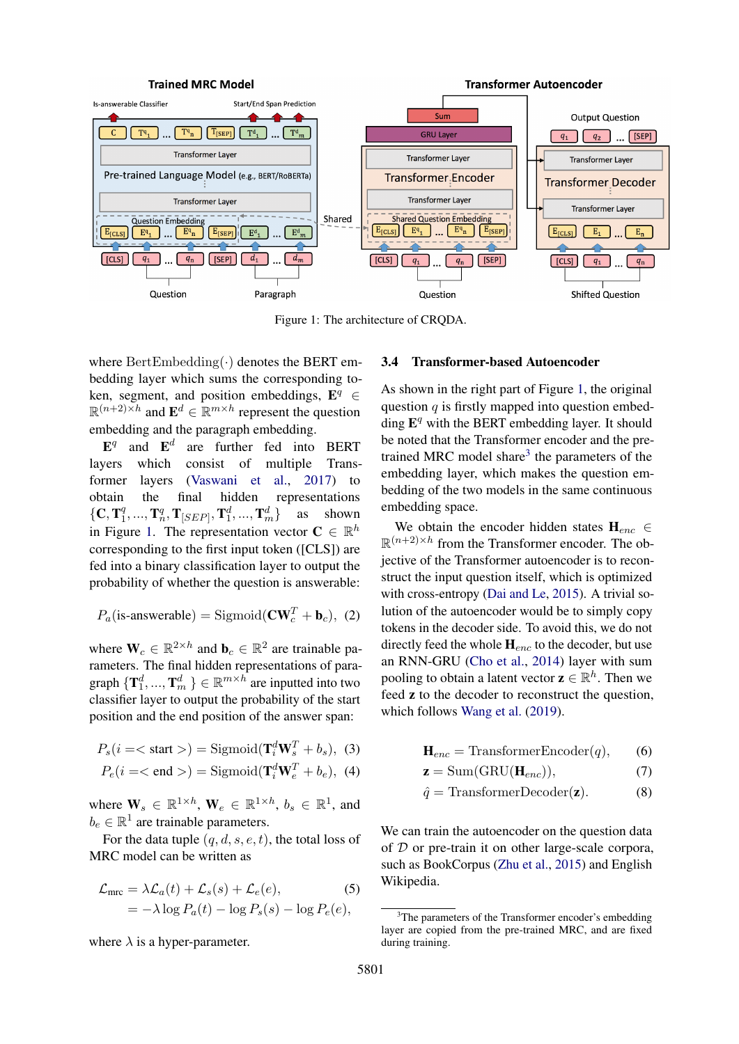Figure 1: The architecture of CRQDA.

where $\text{BertEmbedding}(\cdot)$ denotes the BERT embedding layer which sums the corresponding token, segment, and position embeddings, $\mathbf{E}^q \in \mathbb{R}^{(n+2)\times h}$ and $\mathbf{E}^d \in \mathbb{R}^{m\times h}$ represent the question embedding and the paragraph embedding.

$\mathbf{E}^q$ and $\mathbf{E}^d$ are further fed into BERT layers which consist of multiple Transformer layers (Vaswani et al., 2017) to obtain the final hidden representations $\{\mathbf{C}, \mathbf{T}^q_1, ..., \mathbf{T}^q_n, \mathbf{T}_{[SEP]}, \mathbf{T}^d_1, ..., \mathbf{T}^d_m\}$ as shown in Figure 1. The representation vector $\mathbf{C} \in \mathbb{R}^h$ corresponding to the first input token ([CLS]) are fed into a binary classification layer to output the probability of whether the question is answerable:

$$P_a(\text{is-answerable}) = \text{Sigmoid}(\mathbf{C}\mathbf{W}_c^T + \mathbf{b}_c), \quad (2)$$

where $\mathbf{W}_c \in \mathbb{R}^{2\times h}$ and $\mathbf{b}_c \in \mathbb{R}^2$ are trainable parameters. The final hidden representations of paragraph $\{\mathbf{T}^d_1, ..., \mathbf{T}^d_m\} \in \mathbb{R}^{m\times h}$ are inputted into two classifier layer to output the probability of the start position and the end position of the answer span:

$$P_s(i = <\text{start}>) = \text{Sigmoid}(\mathbf{T}^d_i \mathbf{W}_s^T + b_s), \quad (3)$$

$$P_e(i = <\text{end}>) = \text{Sigmoid}(\mathbf{T}^d_i \mathbf{W}_e^T + b_e), \quad (4)$$

where $\mathbf{W}_s \in \mathbb{R}^{1\times h}$, $\mathbf{W}_e \in \mathbb{R}^{1\times h}$, $b_s \in \mathbb{R}^1$, and $b_e \in \mathbb{R}^1$ are trainable parameters.

For the data tuple $(q, d, s, e, t)$, the total loss of MRC model can be written as

$$\begin{aligned}\mathcal{L}_{\text{mrc}} &= \lambda\mathcal{L}_a(t) + \mathcal{L}_s(s) + \mathcal{L}_e(e), \quad (5)\\ &= -\lambda \log P_a(t) - \log P_s(s) - \log P_e(e),\end{aligned}$$

where $\lambda$ is a hyper-parameter.

### 3.4 Transformer-based Autoencoder

As shown in the right part of Figure 1, the original question $q$ is firstly mapped into question embedding $\mathbf{E}^q$ with the BERT embedding layer. It should be noted that the Transformer encoder and the pre-trained MRC model share[3] the parameters of the embedding layer, which makes the question embedding of the two models in the same continuous embedding space.

We obtain the encoder hidden states $\mathbf{H}_{enc} \in \mathbb{R}^{(n+2)\times h}$ from the Transformer encoder. The objective of the Transformer autoencoder is to reconstruct the input question itself, which is optimized with cross-entropy (Dai and Le, 2015). A trivial solution of the autoencoder would be to simply copy tokens in the decoder side. To avoid this, we do not directly feed the whole $\mathbf{H}_{enc}$ to the decoder, but use an RNN-GRU (Cho et al., 2014) layer with sum pooling to obtain a latent vector $\mathbf{z} \in \mathbb{R}^h$. Then we feed $\mathbf{z}$ to the decoder to reconstruct the question, which follows Wang et al. (2019).

$$\mathbf{H}_{enc} = \text{TransformerEncoder}(q), \quad (6)$$

$$\mathbf{z} = \text{Sum}(\text{GRU}(\mathbf{H}_{enc})), \quad (7)$$

$$\hat{q} = \text{TransformerDecoder}(\mathbf{z}). \quad (8)$$

We can train the autoencoder on the question data of $\mathcal{D}$ or pre-train it on other large-scale corpora, such as BookCorpus (Zhu et al., 2015) and English Wikipedia.

[3]The parameters of the Transformer encoder's embedding layer are copied from the pre-trained MRC, and are fixed during training.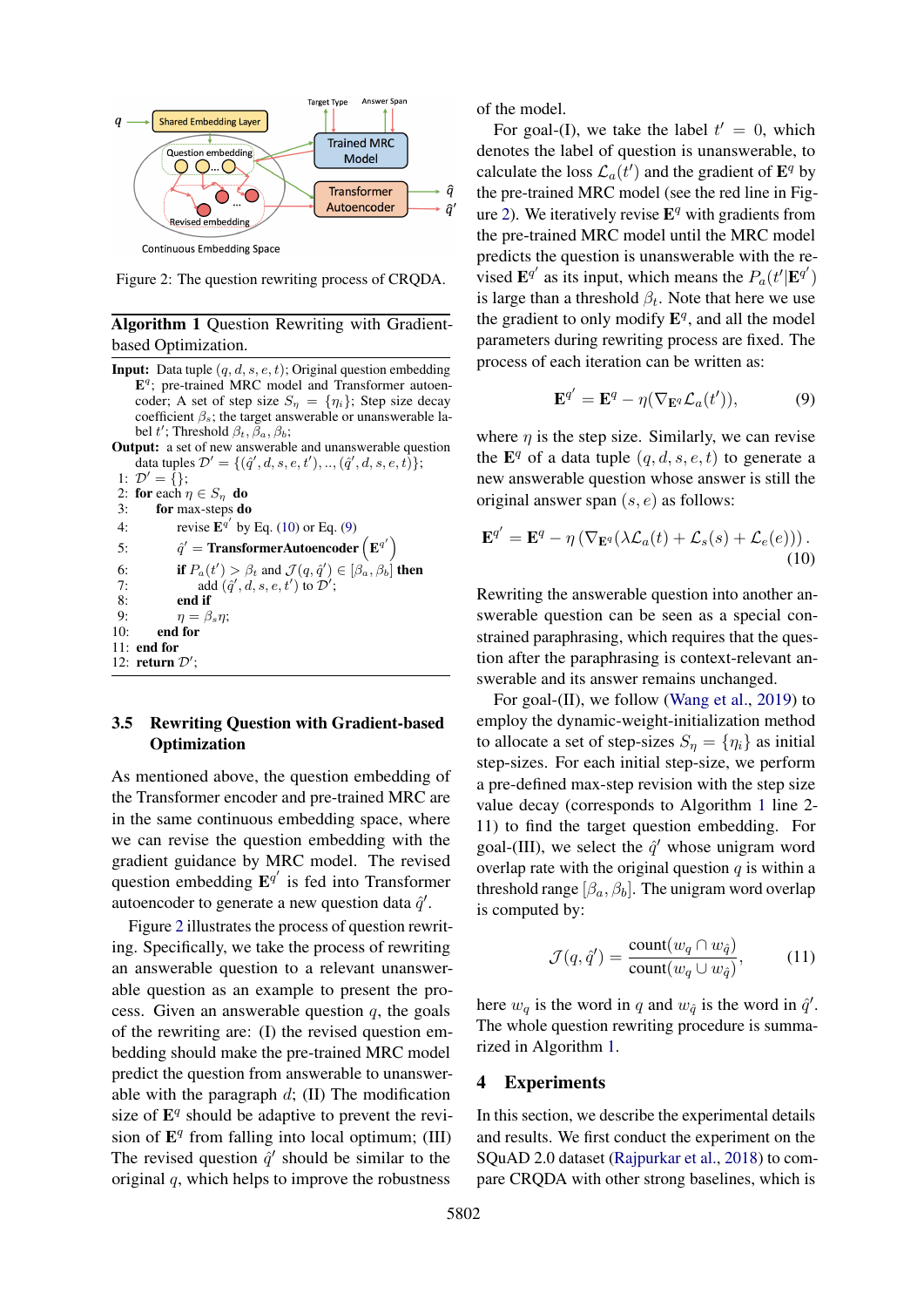Figure 2: The question rewriting process of CRQDA.

**Algorithm 1** Question Rewriting with Gradient-based Optimization.

**Input:** Data tuple $(q, d, s, e, t)$; Original question embedding $\mathbf{E}^q$; pre-trained MRC model and Transformer autoencoder; A set of step size $S_\eta = \{\eta_i\}$; Step size decay coefficient $\beta_s$; the target answerable or unanswerable label $t'$; Threshold $\beta_t, \beta_a, \beta_b$;

**Output:** a set of new answerable and unanswerable question data tuples $\mathcal{D}' = \{(\hat{q}', d, s, e, t'), .., (\hat{q}', d, s, e, t)\}$;

1: $\mathcal{D}' = \{\}$;
2: **for** each $\eta \in S_\eta$ **do**
3: &nbsp;&nbsp;&nbsp;&nbsp;**for** max-steps **do**
4: &nbsp;&nbsp;&nbsp;&nbsp;&nbsp;&nbsp;&nbsp;&nbsp;revise $\mathbf{E}^{q'}$ by Eq. (10) or Eq. (9)
5: &nbsp;&nbsp;&nbsp;&nbsp;&nbsp;&nbsp;&nbsp;&nbsp;$\hat{q}'$ = **TransformerAutoencoder** $\left(\mathbf{E}^{q'}\right)$
6: &nbsp;&nbsp;&nbsp;&nbsp;&nbsp;&nbsp;&nbsp;&nbsp;**if** $P_a(t') > \beta_t$ and $\mathcal{J}(q, \hat{q}') \in [\beta_a, \beta_b]$ **then**
7: &nbsp;&nbsp;&nbsp;&nbsp;&nbsp;&nbsp;&nbsp;&nbsp;&nbsp;&nbsp;&nbsp;&nbsp;add $(\hat{q}', d, s, e, t')$ to $\mathcal{D}'$;
8: &nbsp;&nbsp;&nbsp;&nbsp;&nbsp;&nbsp;&nbsp;&nbsp;**end if**
9: &nbsp;&nbsp;&nbsp;&nbsp;&nbsp;&nbsp;&nbsp;&nbsp;$\eta = \beta_s \eta$;
10: &nbsp;&nbsp;&nbsp;**end for**
11: **end for**
12: **return** $\mathcal{D}'$;

### 3.5 Rewriting Question with Gradient-based Optimization

As mentioned above, the question embedding of the Transformer encoder and pre-trained MRC are in the same continuous embedding space, where we can revise the question embedding with the gradient guidance by MRC model. The revised question embedding $\mathbf{E}^{q'}$ is fed into Transformer autoencoder to generate a new question data $\hat{q}'$.

Figure 2 illustrates the process of question rewriting. Specifically, we take the process of rewriting an answerable question to a relevant unanswerable question as an example to present the process. Given an answerable question $q$, the goals of the rewriting are: (I) the revised question embedding should make the pre-trained MRC model predict the question from answerable to unanswerable with the paragraph $d$; (II) The modification size of $\mathbf{E}^q$ should be adaptive to prevent the revision of $\mathbf{E}^q$ from falling into local optimum; (III) The revised question $\hat{q}'$ should be similar to the original $q$, which helps to improve the robustness of the model.

For goal-(I), we take the label $t' = 0$, which denotes the label of question is unanswerable, to calculate the loss $\mathcal{L}_a(t')$ and the gradient of $\mathbf{E}^q$ by the pre-trained MRC model (see the red line in Figure 2). We iteratively revise $\mathbf{E}^q$ with gradients from the pre-trained MRC model until the MRC model predicts the question is unanswerable with the revised $\mathbf{E}^{q'}$ as its input, which means the $P_a(t'|\mathbf{E}^{q'})$ is large than a threshold $\beta_t$. Note that here we use the gradient to only modify $\mathbf{E}^q$, and all the model parameters during rewriting process are fixed. The process of each iteration can be written as:

$$\mathbf{E}^{q'} = \mathbf{E}^q - \eta(\nabla_{\mathbf{E}^q}\mathcal{L}_a(t')), \tag{9}$$

where $\eta$ is the step size. Similarly, we can revise the $\mathbf{E}^q$ of a data tuple $(q, d, s, e, t)$ to generate a new answerable question whose answer is still the original answer span $(s, e)$ as follows:

$$\mathbf{E}^{q'} = \mathbf{E}^q - \eta\left(\nabla_{\mathbf{E}^q}(\lambda\mathcal{L}_a(t) + \mathcal{L}_s(s) + \mathcal{L}_e(e))\right). \tag{10}$$

Rewriting the answerable question into another answerable question can be seen as a special constrained paraphrasing, which requires that the question after the paraphrasing is context-relevant answerable and its answer remains unchanged.

For goal-(II), we follow (Wang et al., 2019) to employ the dynamic-weight-initialization method to allocate a set of step-sizes $S_\eta = \{\eta_i\}$ as initial step-sizes. For each initial step-size, we perform a pre-defined max-step revision with the step size value decay (corresponds to Algorithm 1 line 2-11) to find the target question embedding. For goal-(III), we select the $\hat{q}'$ whose unigram word overlap rate with the original question $q$ is within a threshold range $[\beta_a, \beta_b]$. The unigram word overlap is computed by:

$$\mathcal{J}(q, \hat{q}') = \frac{\text{count}(w_q \cap w_{\hat{q}})}{\text{count}(w_q \cup w_{\hat{q}})}, \tag{11}$$

here $w_q$ is the word in $q$ and $w_{\hat{q}}$ is the word in $\hat{q}'$. The whole question rewriting procedure is summarized in Algorithm 1.

## 4 Experiments

In this section, we describe the experimental details and results. We first conduct the experiment on the SQuAD 2.0 dataset (Rajpurkar et al., 2018) to compare CRQDA with other strong baselines, which is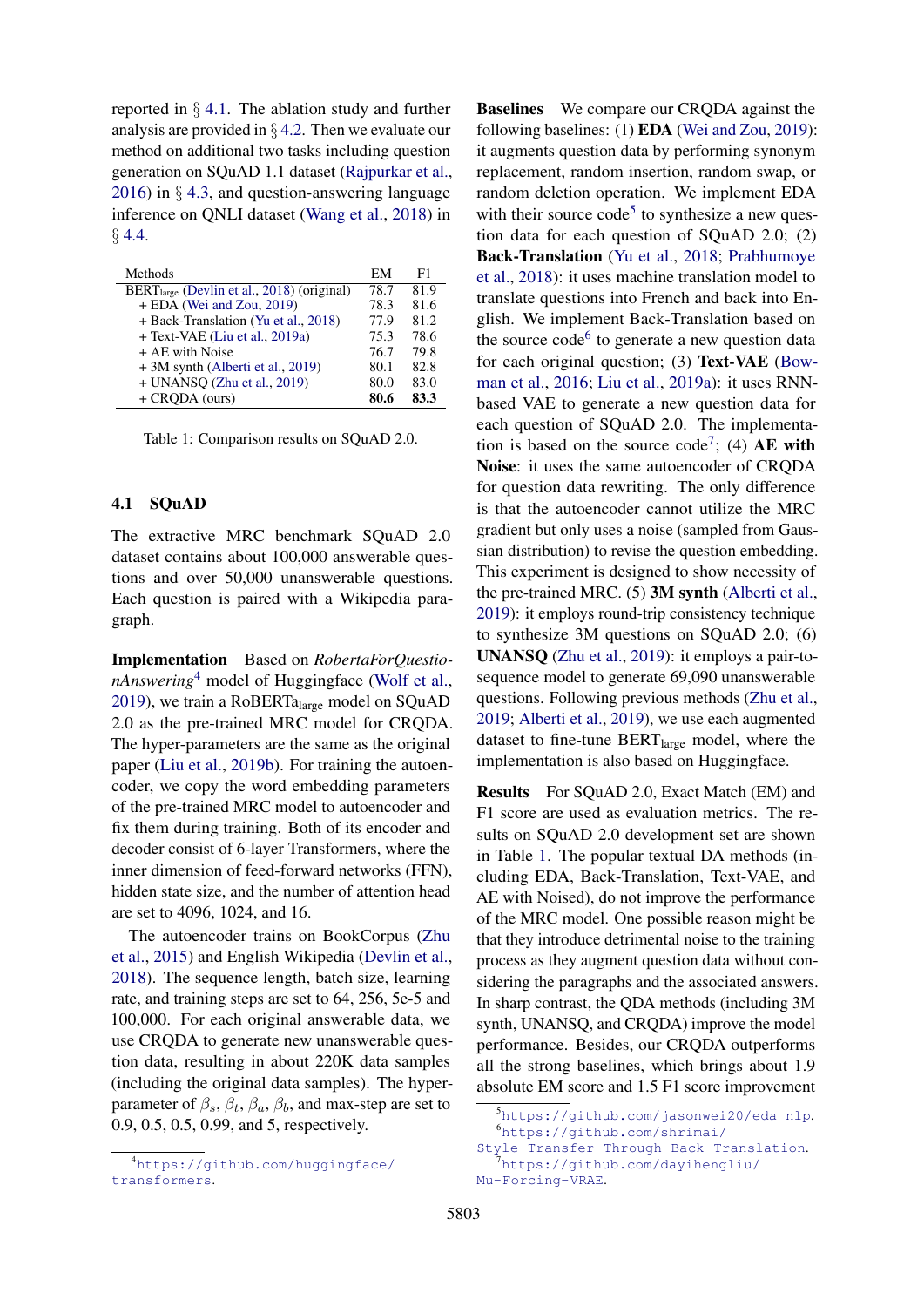reported in § 4.1. The ablation study and further analysis are provided in § 4.2. Then we evaluate our method on additional two tasks including question generation on SQuAD 1.1 dataset (Rajpurkar et al., 2016) in § 4.3, and question-answering language inference on QNLI dataset (Wang et al., 2018) in § 4.4.

| Methods | EM | F1 |
|---|---|---|
| $\text{BERT}_{\text{large}}$ (Devlin et al., 2018) (original) | 78.7 | 81.9 |
| + EDA (Wei and Zou, 2019) | 78.3 | 81.6 |
| + Back-Translation (Yu et al., 2018) | 77.9 | 81.2 |
| + Text-VAE (Liu et al., 2019a) | 75.3 | 78.6 |
| + AE with Noise | 76.7 | 79.8 |
| + 3M synth (Alberti et al., 2019) | 80.1 | 82.8 |
| + UNANSQ (Zhu et al., 2019) | 80.0 | 83.0 |
| + CRQDA (ours) | **80.6** | **83.3** |

Table 1: Comparison results on SQuAD 2.0.

### 4.1 SQuAD

The extractive MRC benchmark SQuAD 2.0 dataset contains about 100,000 answerable questions and over 50,000 unanswerable questions. Each question is paired with a Wikipedia paragraph.

**Implementation** Based on *RobertaForQuestionAnswering*[4] model of Huggingface (Wolf et al., 2019), we train a $\text{RoBERTa}_{\text{large}}$ model on SQuAD 2.0 as the pre-trained MRC model for CRQDA. The hyper-parameters are the same as the original paper (Liu et al., 2019b). For training the autoencoder, we copy the word embedding parameters of the pre-trained MRC model to autoencoder and fix them during training. Both of its encoder and decoder consist of 6-layer Transformers, where the inner dimension of feed-forward networks (FFN), hidden state size, and the number of attention head are set to 4096, 1024, and 16.

The autoencoder trains on BookCorpus (Zhu et al., 2015) and English Wikipedia (Devlin et al., 2018). The sequence length, batch size, learning rate, and training steps are set to 64, 256, 5e-5 and 100,000. For each original answerable data, we use CRQDA to generate new unanswerable question data, resulting in about 220K data samples (including the original data samples). The hyper-parameter of $\beta_s$, $\beta_t$, $\beta_a$, $\beta_b$, and max-step are set to 0.9, 0.5, 0.5, 0.99, and 5, respectively.

**Baselines** We compare our CRQDA against the following baselines: (1) **EDA** (Wei and Zou, 2019): it augments question data by performing synonym replacement, random insertion, random swap, or random deletion operation. We implement EDA with their source code[5] to synthesize a new question data for each question of SQuAD 2.0; (2) **Back-Translation** (Yu et al., 2018; Prabhumoye et al., 2018): it uses machine translation model to translate questions into French and back into English. We implement Back-Translation based on the source code[6] to generate a new question data for each original question; (3) **Text-VAE** (Bowman et al., 2016; Liu et al., 2019a): it uses RNN-based VAE to generate a new question data for each question of SQuAD 2.0. The implementation is based on the source code[7]; (4) **AE with Noise**: it uses the same autoencoder of CRQDA for question data rewriting. The only difference is that the autoencoder cannot utilize the MRC gradient but only uses a noise (sampled from Gaussian distribution) to revise the question embedding. This experiment is designed to show necessity of the pre-trained MRC. (5) **3M synth** (Alberti et al., 2019): it employs round-trip consistency technique to synthesize 3M questions on SQuAD 2.0; (6) **UNANSQ** (Zhu et al., 2019): it employs a pair-to-sequence model to generate 69,090 unanswerable questions. Following previous methods (Zhu et al., 2019; Alberti et al., 2019), we use each augmented dataset to fine-tune $\text{BERT}_{\text{large}}$ model, where the implementation is also based on Huggingface.

**Results** For SQuAD 2.0, Exact Match (EM) and F1 score are used as evaluation metrics. The results on SQuAD 2.0 development set are shown in Table 1. The popular textual DA methods (including EDA, Back-Translation, Text-VAE, and AE with Noised), do not improve the performance of the MRC model. One possible reason might be that they introduce detrimental noise to the training process as they augment question data without considering the paragraphs and the associated answers. In sharp contrast, the QDA methods (including 3M synth, UNANSQ, and CRQDA) improve the model performance. Besides, our CRQDA outperforms all the strong baselines, which brings about 1.9 absolute EM score and 1.5 F1 score improvement

[4] https://github.com/huggingface/transformers.

[5] https://github.com/jasonwei20/eda_nlp.

[6] https://github.com/shrimai/Style-Transfer-Through-Back-Translation.

[7] https://github.com/dayihengliu/Mu-Forcing-VRAE.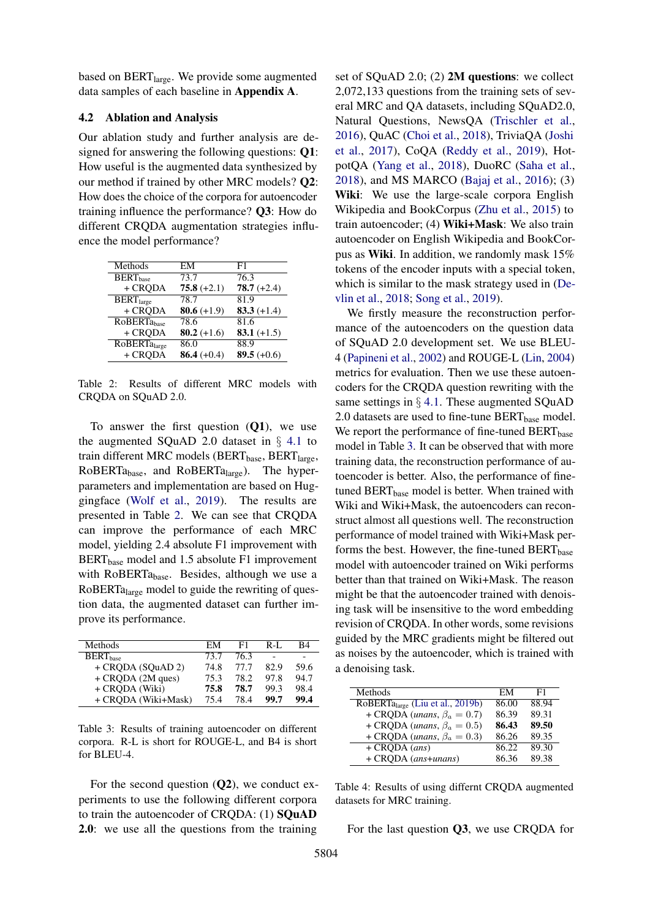based on $\text{BERT}_{\text{large}}$. We provide some augmented data samples of each baseline in **Appendix A**.

### 4.2 Ablation and Analysis

Our ablation study and further analysis are designed for answering the following questions: **Q1**: How useful is the augmented data synthesized by our method if trained by other MRC models? **Q2**: How does the choice of the corpora for autoencoder training influence the performance? **Q3**: How do different CRQDA augmentation strategies influence the model performance?

| Methods | EM | F1 |
|---|---|---|
| $\text{BERT}_{\text{base}}$ | 73.7 | 76.3 |
| + CRQDA | **75.8** (+2.1) | **78.7** (+2.4) |
| $\text{BERT}_{\text{large}}$ | 78.7 | 81.9 |
| + CRQDA | **80.6** (+1.9) | **83.3** (+1.4) |
| $\text{RoBERTa}_{\text{base}}$ | 78.6 | 81.6 |
| + CRQDA | **80.2** (+1.6) | **83.1** (+1.5) |
| $\text{RoBERTa}_{\text{large}}$ | 86.0 | 88.9 |
| + CRQDA | **86.4** (+0.4) | **89.5** (+0.6) |

Table 2: Results of different MRC models with CRQDA on SQuAD 2.0.

To answer the first question (**Q1**), we use the augmented SQuAD 2.0 dataset in § 4.1 to train different MRC models ($\text{BERT}_{\text{base}}$, $\text{BERT}_{\text{large}}$, $\text{RoBERTa}_{\text{base}}$, and $\text{RoBERTa}_{\text{large}}$). The hyperparameters and implementation are based on Huggingface (Wolf et al., 2019). The results are presented in Table 2. We can see that CRQDA can improve the performance of each MRC model, yielding 2.4 absolute F1 improvement with $\text{BERT}_{\text{base}}$ model and 1.5 absolute F1 improvement with $\text{RoBERTa}_{\text{base}}$. Besides, although we use a $\text{RoBERTa}_{\text{large}}$ model to guide the rewriting of question data, the augmented dataset can further improve its performance.

| Methods | EM | F1 | R-L | B4 |
|---|---|---|---|---|
| $\text{BERT}_{\text{base}}$ | 73.7 | 76.3 | - | - |
| + CRQDA (SQuAD 2) | 74.8 | 77.7 | 82.9 | 59.6 |
| + CRQDA (2M ques) | 75.3 | 78.2 | 97.8 | 94.7 |
| + CRQDA (Wiki) | **75.8** | **78.7** | 99.3 | 98.4 |
| + CRQDA (Wiki+Mask) | 75.4 | 78.4 | **99.7** | **99.4** |

Table 3: Results of training autoencoder on different corpora. R-L is short for ROUGE-L, and B4 is short for BLEU-4.

For the second question (**Q2**), we conduct experiments to use the following different corpora to train the autoencoder of CRQDA: (1) **SQuAD 2.0**: we use all the questions from the training set of SQuAD 2.0; (2) **2M questions**: we collect 2,072,133 questions from the training sets of several MRC and QA datasets, including SQuAD2.0, Natural Questions, NewsQA (Trischler et al., 2016), QuAC (Choi et al., 2018), TriviaQA (Joshi et al., 2017), CoQA (Reddy et al., 2019), HotpotQA (Yang et al., 2018), DuoRC (Saha et al., 2018), and MS MARCO (Bajaj et al., 2016); (3) **Wiki**: We use the large-scale corpora English Wikipedia and BookCorpus (Zhu et al., 2015) to train autoencoder; (4) **Wiki+Mask**: We also train autoencoder on English Wikipedia and BookCorpus as **Wiki**. In addition, we randomly mask 15% tokens of the encoder inputs with a special token, which is similar to the mask strategy used in (Devlin et al., 2018; Song et al., 2019).

We firstly measure the reconstruction performance of the autoencoders on the question data of SQuAD 2.0 development set. We use BLEU-4 (Papineni et al., 2002) and ROUGE-L (Lin, 2004) metrics for evaluation. Then we use these autoencoders for the CRQDA question rewriting with the same settings in § 4.1. These augmented SQuAD 2.0 datasets are used to fine-tune $\text{BERT}_{\text{base}}$ model. We report the performance of fine-tuned $\text{BERT}_{\text{base}}$ model in Table 3. It can be observed that with more training data, the reconstruction performance of autoencoder is better. Also, the performance of fine-tuned $\text{BERT}_{\text{base}}$ model is better. When trained with Wiki and Wiki+Mask, the autoencoders can reconstruct almost all questions well. The reconstruction performance of model trained with Wiki+Mask performs the best. However, the fine-tuned $\text{BERT}_{\text{base}}$ model with autoencoder trained on Wiki performs better than that trained on Wiki+Mask. The reason might be that the autoencoder trained with denoising task will be insensitive to the word embedding revision of CRQDA. In other words, some revisions guided by the MRC gradients might be filtered out as noises by the autoencoder, which is trained with a denoising task.

| Methods | EM | F1 |
|---|---|---|
| $\text{RoBERTa}_{\text{large}}$ (Liu et al., 2019b) | 86.00 | 88.94 |
| + CRQDA (*unans*, $\beta_a = 0.7$) | 86.39 | 89.31 |
| + CRQDA (*unans*, $\beta_a = 0.5$) | **86.43** | **89.50** |
| + CRQDA (*unans*, $\beta_a = 0.3$) | 86.26 | 89.35 |
| + CRQDA (*ans*) | 86.22 | 89.30 |
| + CRQDA (*ans+unans*) | 86.36 | 89.38 |

Table 4: Results of using differnt CRQDA augmented datasets for MRC training.

For the last question **Q3**, we use CRQDA for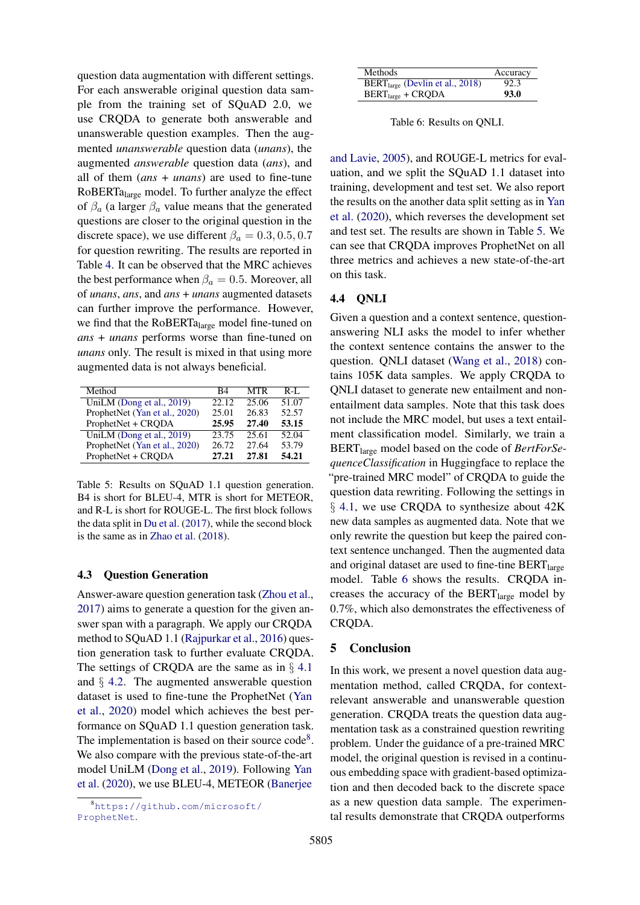question data augmentation with different settings. For each answerable original question data sample from the training set of SQuAD 2.0, we use CRQDA to generate both answerable and unanswerable question examples. Then the augmented *unanswerable* question data (*unans*), the augmented *answerable* question data (*ans*), and all of them (*ans* + *unans*) are used to fine-tune RoBERTa$_{\text{large}}$ model. To further analyze the effect of $\beta_a$ (a larger $\beta_a$ value means that the generated questions are closer to the original question in the discrete space), we use different $\beta_a = 0.3, 0.5, 0.7$ for question rewriting. The results are reported in Table 4. It can be observed that the MRC achieves the best performance when $\beta_a = 0.5$. Moreover, all of *unans*, *ans*, and *ans* + *unans* augmented datasets can further improve the performance. However, we find that the RoBERTa$_{\text{large}}$ model fine-tuned on *ans* + *unans* performs worse than fine-tuned on *unans* only. The result is mixed in that using more augmented data is not always beneficial.

| Method | B4 | MTR | R-L |
|---|---|---|---|
| UniLM (Dong et al., 2019) | 22.12 | 25.06 | 51.07 |
| ProphetNet (Yan et al., 2020) | 25.01 | 26.83 | 52.57 |
| ProphetNet + CRQDA | **25.95** | **27.40** | **53.15** |
| UniLM (Dong et al., 2019) | 23.75 | 25.61 | 52.04 |
| ProphetNet (Yan et al., 2020) | 26.72 | 27.64 | 53.79 |
| ProphetNet + CRQDA | **27.21** | **27.81** | **54.21** |

Table 5: Results on SQuAD 1.1 question generation. B4 is short for BLEU-4, MTR is short for METEOR, and R-L is short for ROUGE-L. The first block follows the data split in Du et al. (2017), while the second block is the same as in Zhao et al. (2018).

### 4.3 Question Generation

Answer-aware question generation task (Zhou et al., 2017) aims to generate a question for the given answer span with a paragraph. We apply our CRQDA method to SQuAD 1.1 (Rajpurkar et al., 2016) question generation task to further evaluate CRQDA. The settings of CRQDA are the same as in § 4.1 and § 4.2. The augmented answerable question dataset is used to fine-tune the ProphetNet (Yan et al., 2020) model which achieves the best performance on SQuAD 1.1 question generation task. The implementation is based on their source code[8]. We also compare with the previous state-of-the-art model UniLM (Dong et al., 2019). Following Yan et al. (2020), we use BLEU-4, METEOR (Banerjee and Lavie, 2005), and ROUGE-L metrics for evaluation, and we split the SQuAD 1.1 dataset into training, development and test set. We also report the results on the another data split setting as in Yan et al. (2020), which reverses the development set and test set. The results are shown in Table 5. We can see that CRQDA improves ProphetNet on all three metrics and achieves a new state-of-the-art on this task.

[8]https://github.com/microsoft/ProphetNet.

| Methods | Accuracy |
|---|---|
| BERT$_{\text{large}}$ (Devlin et al., 2018) | 92.3 |
| BERT$_{\text{large}}$ + CRQDA | **93.0** |

Table 6: Results on QNLI.

### 4.4 QNLI

Given a question and a context sentence, question-answering NLI asks the model to infer whether the context sentence contains the answer to the question. QNLI dataset (Wang et al., 2018) contains 105K data samples. We apply CRQDA to QNLI dataset to generate new entailment and non-entailment data samples. Note that this task does not include the MRC model, but uses a text entailment classification model. Similarly, we train a BERT$_{\text{large}}$ model based on the code of *BertForSequenceClassification* in Huggingface to replace the "pre-trained MRC model" of CRQDA to guide the question data rewriting. Following the settings in § 4.1, we use CRQDA to synthesize about 42K new data samples as augmented data. Note that we only rewrite the question but keep the paired context sentence unchanged. Then the augmented data and original dataset are used to fine-tine BERT$_{\text{large}}$ model. Table 6 shows the results. CRQDA increases the accuracy of the BERT$_{\text{large}}$ model by 0.7%, which also demonstrates the effectiveness of CRQDA.

## 5 Conclusion

In this work, we present a novel question data augmentation method, called CRQDA, for context-relevant answerable and unanswerable question generation. CRQDA treats the question data augmentation task as a constrained question rewriting problem. Under the guidance of a pre-trained MRC model, the original question is revised in a continuous embedding space with gradient-based optimization and then decoded back to the discrete space as a new question data sample. The experimental results demonstrate that CRQDA outperforms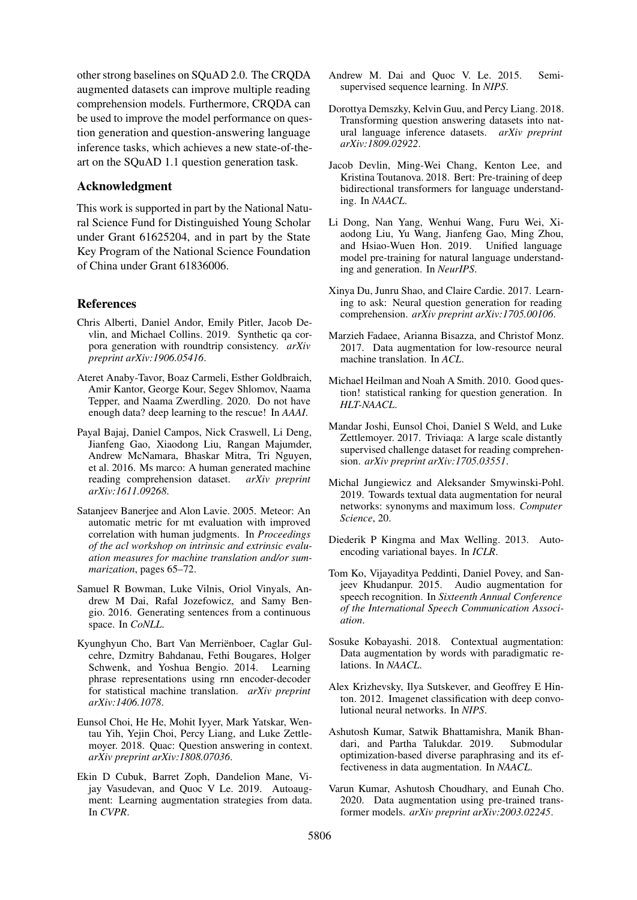other strong baselines on SQuAD 2.0. The CRQDA augmented datasets can improve multiple reading comprehension models. Furthermore, CRQDA can be used to improve the model performance on question generation and question-answering language inference tasks, which achieves a new state-of-the-art on the SQuAD 1.1 question generation task.

## Acknowledgment

This work is supported in part by the National Natural Science Fund for Distinguished Young Scholar under Grant 61625204, and in part by the State Key Program of the National Science Foundation of China under Grant 61836006.

## References

Chris Alberti, Daniel Andor, Emily Pitler, Jacob Devlin, and Michael Collins. 2019. Synthetic qa corpora generation with roundtrip consistency. *arXiv preprint arXiv:1906.05416*.

Ateret Anaby-Tavor, Boaz Carmeli, Esther Goldbraich, Amir Kantor, George Kour, Segev Shlomov, Naama Tepper, and Naama Zwerdling. 2020. Do not have enough data? deep learning to the rescue! In *AAAI*.

Payal Bajaj, Daniel Campos, Nick Craswell, Li Deng, Jianfeng Gao, Xiaodong Liu, Rangan Majumder, Andrew McNamara, Bhaskar Mitra, Tri Nguyen, et al. 2016. Ms marco: A human generated machine reading comprehension dataset. *arXiv preprint arXiv:1611.09268*.

Satanjeev Banerjee and Alon Lavie. 2005. Meteor: An automatic metric for mt evaluation with improved correlation with human judgments. In *Proceedings of the acl workshop on intrinsic and extrinsic evaluation measures for machine translation and/or summarization*, pages 65–72.

Samuel R Bowman, Luke Vilnis, Oriol Vinyals, Andrew M Dai, Rafal Jozefowicz, and Samy Bengio. 2016. Generating sentences from a continuous space. In *CoNLL*.

Kyunghyun Cho, Bart Van Merriënboer, Caglar Gulcehre, Dzmitry Bahdanau, Fethi Bougares, Holger Schwenk, and Yoshua Bengio. 2014. Learning phrase representations using rnn encoder-decoder for statistical machine translation. *arXiv preprint arXiv:1406.1078*.

Eunsol Choi, He He, Mohit Iyyer, Mark Yatskar, Wentau Yih, Yejin Choi, Percy Liang, and Luke Zettlemoyer. 2018. Quac: Question answering in context. *arXiv preprint arXiv:1808.07036*.

Ekin D Cubuk, Barret Zoph, Dandelion Mane, Vijay Vasudevan, and Quoc V Le. 2019. Autoaugment: Learning augmentation strategies from data. In *CVPR*.

Andrew M. Dai and Quoc V. Le. 2015. Semi-supervised sequence learning. In *NIPS*.

Dorottya Demszky, Kelvin Guu, and Percy Liang. 2018. Transforming question answering datasets into natural language inference datasets. *arXiv preprint arXiv:1809.02922*.

Jacob Devlin, Ming-Wei Chang, Kenton Lee, and Kristina Toutanova. 2018. Bert: Pre-training of deep bidirectional transformers for language understanding. In *NAACL*.

Li Dong, Nan Yang, Wenhui Wang, Furu Wei, Xiaodong Liu, Yu Wang, Jianfeng Gao, Ming Zhou, and Hsiao-Wuen Hon. 2019. Unified language model pre-training for natural language understanding and generation. In *NeurIPS*.

Xinya Du, Junru Shao, and Claire Cardie. 2017. Learning to ask: Neural question generation for reading comprehension. *arXiv preprint arXiv:1705.00106*.

Marzieh Fadaee, Arianna Bisazza, and Christof Monz. 2017. Data augmentation for low-resource neural machine translation. In *ACL*.

Michael Heilman and Noah A Smith. 2010. Good question! statistical ranking for question generation. In *HLT-NAACL*.

Mandar Joshi, Eunsol Choi, Daniel S Weld, and Luke Zettlemoyer. 2017. Triviaqa: A large scale distantly supervised challenge dataset for reading comprehension. *arXiv preprint arXiv:1705.03551*.

Michal Jungiewicz and Aleksander Smywinski-Pohl. 2019. Towards textual data augmentation for neural networks: synonyms and maximum loss. *Computer Science*, 20.

Diederik P Kingma and Max Welling. 2013. Auto-encoding variational bayes. In *ICLR*.

Tom Ko, Vijayaditya Peddinti, Daniel Povey, and Sanjeev Khudanpur. 2015. Audio augmentation for speech recognition. In *Sixteenth Annual Conference of the International Speech Communication Association*.

Sosuke Kobayashi. 2018. Contextual augmentation: Data augmentation by words with paradigmatic relations. In *NAACL*.

Alex Krizhevsky, Ilya Sutskever, and Geoffrey E Hinton. 2012. Imagenet classification with deep convolutional neural networks. In *NIPS*.

Ashutosh Kumar, Satwik Bhattamishra, Manik Bhandari, and Partha Talukdar. 2019. Submodular optimization-based diverse paraphrasing and its effectiveness in data augmentation. In *NAACL*.

Varun Kumar, Ashutosh Choudhary, and Eunah Cho. 2020. Data augmentation using pre-trained transformer models. *arXiv preprint arXiv:2003.02245*.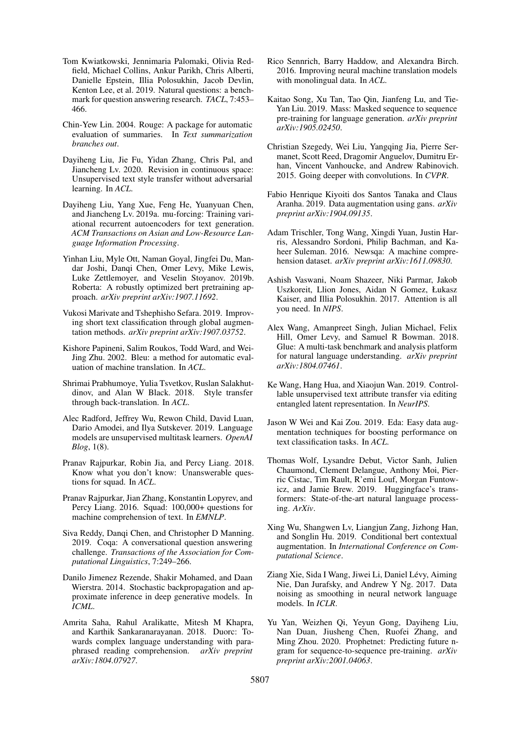Tom Kwiatkowski, Jennimaria Palomaki, Olivia Redfield, Michael Collins, Ankur Parikh, Chris Alberti, Danielle Epstein, Illia Polosukhin, Jacob Devlin, Kenton Lee, et al. 2019. Natural questions: a benchmark for question answering research. *TACL*, 7:453–466.

Chin-Yew Lin. 2004. Rouge: A package for automatic evaluation of summaries. In *Text summarization branches out*.

Dayiheng Liu, Jie Fu, Yidan Zhang, Chris Pal, and Jiancheng Lv. 2020. Revision in continuous space: Unsupervised text style transfer without adversarial learning. In *ACL*.

Dayiheng Liu, Yang Xue, Feng He, Yuanyuan Chen, and Jiancheng Lv. 2019a. mu-forcing: Training variational recurrent autoencoders for text generation. *ACM Transactions on Asian and Low-Resource Language Information Processing*.

Yinhan Liu, Myle Ott, Naman Goyal, Jingfei Du, Mandar Joshi, Danqi Chen, Omer Levy, Mike Lewis, Luke Zettlemoyer, and Veselin Stoyanov. 2019b. Roberta: A robustly optimized bert pretraining approach. *arXiv preprint arXiv:1907.11692*.

Vukosi Marivate and Tshephisho Sefara. 2019. Improving short text classification through global augmentation methods. *arXiv preprint arXiv:1907.03752*.

Kishore Papineni, Salim Roukos, Todd Ward, and Wei-Jing Zhu. 2002. Bleu: a method for automatic evaluation of machine translation. In *ACL*.

Shrimai Prabhumoye, Yulia Tsvetkov, Ruslan Salakhutdinov, and Alan W Black. 2018. Style transfer through back-translation. In *ACL*.

Alec Radford, Jeffrey Wu, Rewon Child, David Luan, Dario Amodei, and Ilya Sutskever. 2019. Language models are unsupervised multitask learners. *OpenAI Blog*, 1(8).

Pranav Rajpurkar, Robin Jia, and Percy Liang. 2018. Know what you don't know: Unanswerable questions for squad. In *ACL*.

Pranav Rajpurkar, Jian Zhang, Konstantin Lopyrev, and Percy Liang. 2016. Squad: 100,000+ questions for machine comprehension of text. In *EMNLP*.

Siva Reddy, Danqi Chen, and Christopher D Manning. 2019. Coqa: A conversational question answering challenge. *Transactions of the Association for Computational Linguistics*, 7:249–266.

Danilo Jimenez Rezende, Shakir Mohamed, and Daan Wierstra. 2014. Stochastic backpropagation and approximate inference in deep generative models. In *ICML*.

Amrita Saha, Rahul Aralikatte, Mitesh M Khapra, and Karthik Sankaranarayanan. 2018. Duorc: Towards complex language understanding with paraphrased reading comprehension. *arXiv preprint arXiv:1804.07927*.

Rico Sennrich, Barry Haddow, and Alexandra Birch. 2016. Improving neural machine translation models with monolingual data. In *ACL*.

Kaitao Song, Xu Tan, Tao Qin, Jianfeng Lu, and Tie-Yan Liu. 2019. Mass: Masked sequence to sequence pre-training for language generation. *arXiv preprint arXiv:1905.02450*.

Christian Szegedy, Wei Liu, Yangqing Jia, Pierre Sermanet, Scott Reed, Dragomir Anguelov, Dumitru Erhan, Vincent Vanhoucke, and Andrew Rabinovich. 2015. Going deeper with convolutions. In *CVPR*.

Fabio Henrique Kiyoiti dos Santos Tanaka and Claus Aranha. 2019. Data augmentation using gans. *arXiv preprint arXiv:1904.09135*.

Adam Trischler, Tong Wang, Xingdi Yuan, Justin Harris, Alessandro Sordoni, Philip Bachman, and Kaheer Suleman. 2016. Newsqa: A machine comprehension dataset. *arXiv preprint arXiv:1611.09830*.

Ashish Vaswani, Noam Shazeer, Niki Parmar, Jakob Uszkoreit, Llion Jones, Aidan N Gomez, Łukasz Kaiser, and Illia Polosukhin. 2017. Attention is all you need. In *NIPS*.

Alex Wang, Amanpreet Singh, Julian Michael, Felix Hill, Omer Levy, and Samuel R Bowman. 2018. Glue: A multi-task benchmark and analysis platform for natural language understanding. *arXiv preprint arXiv:1804.07461*.

Ke Wang, Hang Hua, and Xiaojun Wan. 2019. Controllable unsupervised text attribute transfer via editing entangled latent representation. In *NeurIPS*.

Jason W Wei and Kai Zou. 2019. Eda: Easy data augmentation techniques for boosting performance on text classification tasks. In *ACL*.

Thomas Wolf, Lysandre Debut, Victor Sanh, Julien Chaumond, Clement Delangue, Anthony Moi, Pierric Cistac, Tim Rault, R'emi Louf, Morgan Funtowicz, and Jamie Brew. 2019. Huggingface's transformers: State-of-the-art natural language processing. *ArXiv*.

Xing Wu, Shangwen Lv, Liangjun Zang, Jizhong Han, and Songlin Hu. 2019. Conditional bert contextual augmentation. In *International Conference on Computational Science*.

Ziang Xie, Sida I Wang, Jiwei Li, Daniel Lévy, Aiming Nie, Dan Jurafsky, and Andrew Y Ng. 2017. Data noising as smoothing in neural network language models. In *ICLR*.

Yu Yan, Weizhen Qi, Yeyun Gong, Dayiheng Liu, Nan Duan, Jiusheng Chen, Ruofei Zhang, and Ming Zhou. 2020. Prophetnet: Predicting future n-gram for sequence-to-sequence pre-training. *arXiv preprint arXiv:2001.04063*.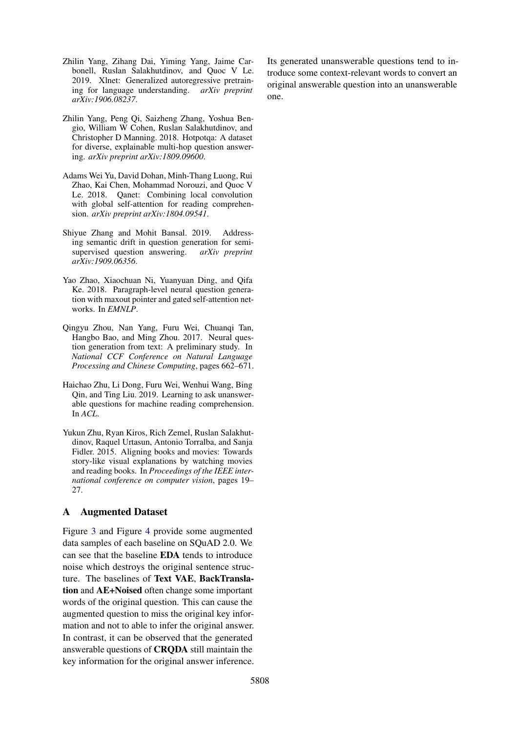Zhilin Yang, Zihang Dai, Yiming Yang, Jaime Carbonell, Ruslan Salakhutdinov, and Quoc V Le. 2019. Xlnet: Generalized autoregressive pretraining for language understanding. *arXiv preprint arXiv:1906.08237*.

Zhilin Yang, Peng Qi, Saizheng Zhang, Yoshua Bengio, William W Cohen, Ruslan Salakhutdinov, and Christopher D Manning. 2018. Hotpotqa: A dataset for diverse, explainable multi-hop question answering. *arXiv preprint arXiv:1809.09600*.

Adams Wei Yu, David Dohan, Minh-Thang Luong, Rui Zhao, Kai Chen, Mohammad Norouzi, and Quoc V Le. 2018. Qanet: Combining local convolution with global self-attention for reading comprehension. *arXiv preprint arXiv:1804.09541*.

Shiyue Zhang and Mohit Bansal. 2019. Addressing semantic drift in question generation for semi-supervised question answering. *arXiv preprint arXiv:1909.06356*.

Yao Zhao, Xiaochuan Ni, Yuanyuan Ding, and Qifa Ke. 2018. Paragraph-level neural question generation with maxout pointer and gated self-attention networks. In *EMNLP*.

Qingyu Zhou, Nan Yang, Furu Wei, Chuanqi Tan, Hangbo Bao, and Ming Zhou. 2017. Neural question generation from text: A preliminary study. In *National CCF Conference on Natural Language Processing and Chinese Computing*, pages 662–671.

Haichao Zhu, Li Dong, Furu Wei, Wenhui Wang, Bing Qin, and Ting Liu. 2019. Learning to ask unanswerable questions for machine reading comprehension. In *ACL*.

Yukun Zhu, Ryan Kiros, Rich Zemel, Ruslan Salakhutdinov, Raquel Urtasun, Antonio Torralba, and Sanja Fidler. 2015. Aligning books and movies: Towards story-like visual explanations by watching movies and reading books. In *Proceedings of the IEEE international conference on computer vision*, pages 19–27.

## A Augmented Dataset

Figure 3 and Figure 4 provide some augmented data samples of each baseline on SQuAD 2.0. We can see that the baseline **EDA** tends to introduce noise which destroys the original sentence structure. The baselines of **Text VAE**, **BackTranslation** and **AE+Noised** often change some important words of the original question. This can cause the augmented question to miss the original key information and not to able to infer the original answer. In contrast, it can be observed that the generated answerable questions of **CRQDA** still maintain the key information for the original answer inference. Its generated unanswerable questions tend to introduce some context-relevant words to convert an original answerable question into an unanswerable one.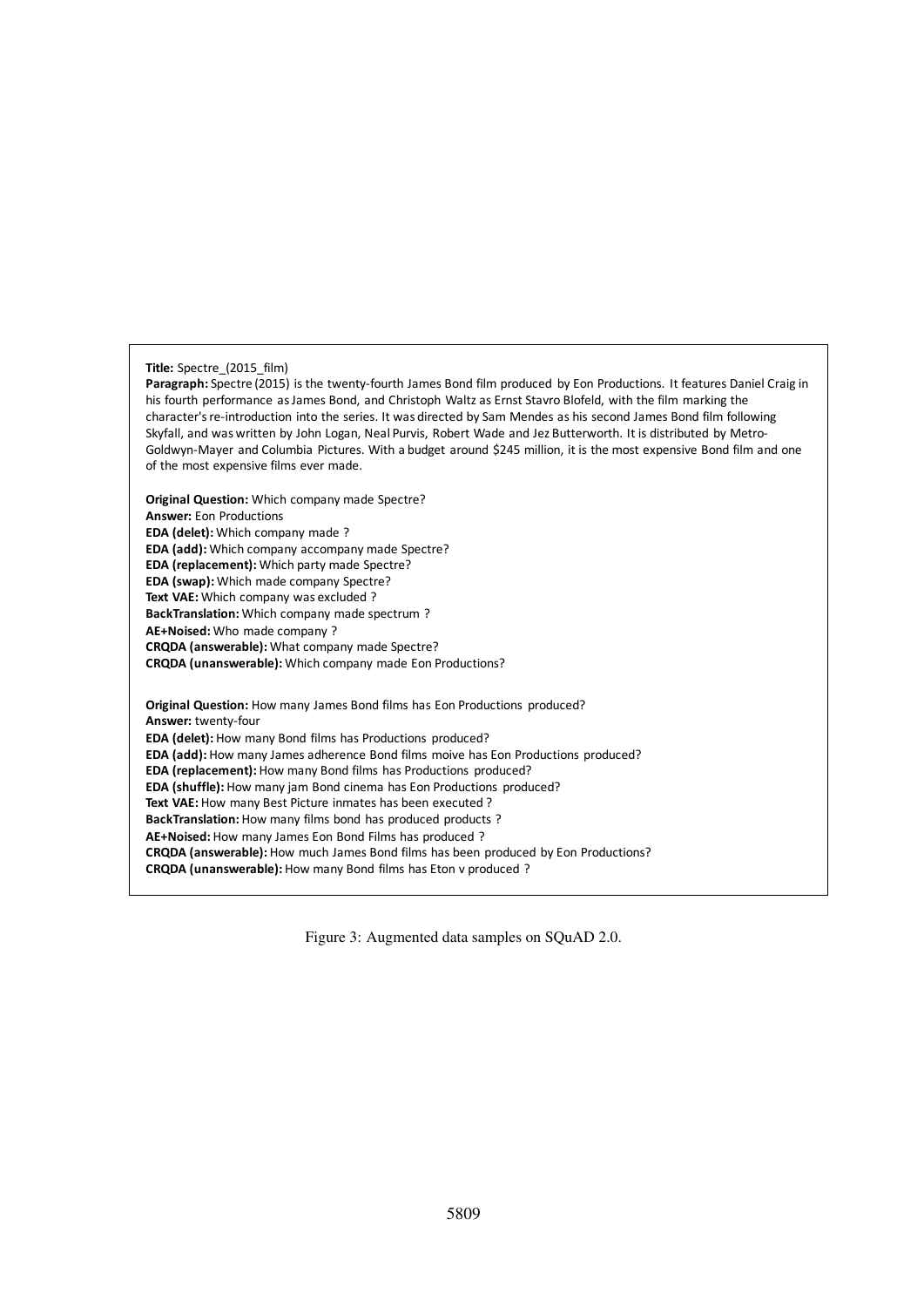**Title:** Spectre_(2015_film)

**Paragraph:** Spectre (2015) is the twenty-fourth James Bond film produced by Eon Productions. It features Daniel Craig in his fourth performance as James Bond, and Christoph Waltz as Ernst Stavro Blofeld, with the film marking the character's re-introduction into the series. It was directed by Sam Mendes as his second James Bond film following Skyfall, and was written by John Logan, Neal Purvis, Robert Wade and Jez Butterworth. It is distributed by Metro-Goldwyn-Mayer and Columbia Pictures. With a budget around $245 million, it is the most expensive Bond film and one of the most expensive films ever made.

**Original Question:** Which company made Spectre?
**Answer:** Eon Productions
**EDA (delet):** Which company made ?
**EDA (add):** Which company accompany made Spectre?
**EDA (replacement):** Which party made Spectre?
**EDA (swap):** Which made company Spectre?
**Text VAE:** Which company was excluded ?
**BackTranslation:** Which company made spectrum ?
**AE+Noised:** Who made company ?
**CRQDA (answerable):** What company made Spectre?
**CRQDA (unanswerable):** Which company made Eon Productions?

**Original Question:** How many James Bond films has Eon Productions produced?
**Answer:** twenty-four
**EDA (delet):** How many Bond films has Productions produced?
**EDA (add):** How many James adherence Bond films moive has Eon Productions produced?
**EDA (replacement):** How many Bond films has Productions produced?
**EDA (shuffle):** How many jam Bond cinema has Eon Productions produced?
**Text VAE:** How many Best Picture inmates has been executed ?
**BackTranslation:** How many films bond has produced products ?
**AE+Noised:** How many James Eon Bond Films has produced ?
**CRQDA (answerable):** How much James Bond films has been produced by Eon Productions?
**CRQDA (unanswerable):** How many Bond films has Eton v produced ?

Figure 3: Augmented data samples on SQuAD 2.0.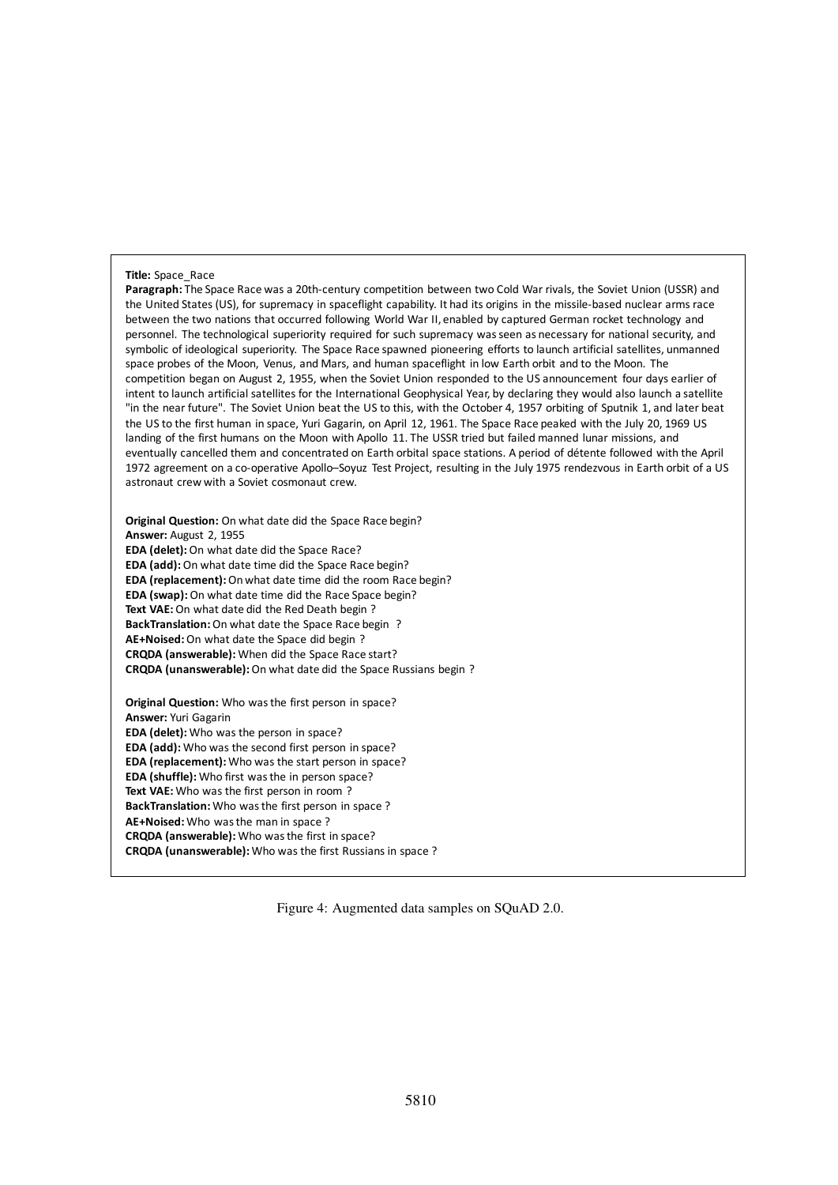**Title:** Space_Race

**Paragraph:** The Space Race was a 20th-century competition between two Cold War rivals, the Soviet Union (USSR) and the United States (US), for supremacy in spaceflight capability. It had its origins in the missile-based nuclear arms race between the two nations that occurred following World War II, enabled by captured German rocket technology and personnel. The technological superiority required for such supremacy was seen as necessary for national security, and symbolic of ideological superiority. The Space Race spawned pioneering efforts to launch artificial satellites, unmanned space probes of the Moon, Venus, and Mars, and human spaceflight in low Earth orbit and to the Moon. The competition began on August 2, 1955, when the Soviet Union responded to the US announcement four days earlier of intent to launch artificial satellites for the International Geophysical Year, by declaring they would also launch a satellite "in the near future". The Soviet Union beat the US to this, with the October 4, 1957 orbiting of Sputnik 1, and later beat the US to the first human in space, Yuri Gagarin, on April 12, 1961. The Space Race peaked with the July 20, 1969 US landing of the first humans on the Moon with Apollo 11. The USSR tried but failed manned lunar missions, and eventually cancelled them and concentrated on Earth orbital space stations. A period of détente followed with the April 1972 agreement on a co-operative Apollo–Soyuz Test Project, resulting in the July 1975 rendezvous in Earth orbit of a US astronaut crew with a Soviet cosmonaut crew.

**Original Question:** On what date did the Space Race begin?
**Answer:** August 2, 1955
**EDA (delet):** On what date did the Space Race?
**EDA (add):** On what date time did the Space Race begin?
**EDA (replacement):** On what date time did the room Race begin?
**EDA (swap):** On what date time did the Race Space begin?
**Text VAE:** On what date did the Red Death begin ?
**BackTranslation:** On what date the Space Race begin ?
**AE+Noised:** On what date the Space did begin ?
**CRQDA (answerable):** When did the Space Race start?
**CRQDA (unanswerable):** On what date did the Space Russians begin ?

**Original Question:** Who was the first person in space?
**Answer:** Yuri Gagarin
**EDA (delet):** Who was the person in space?
**EDA (add):** Who was the second first person in space?
**EDA (replacement):** Who was the start person in space?
**EDA (shuffle):** Who first was the in person space?
**Text VAE:** Who was the first person in room ?
**BackTranslation:** Who was the first person in space ?
**AE+Noised:** Who was the man in space ?
**CRQDA (answerable):** Who was the first in space?
**CRQDA (unanswerable):** Who was the first Russians in space ?

Figure 4: Augmented data samples on SQuAD 2.0.